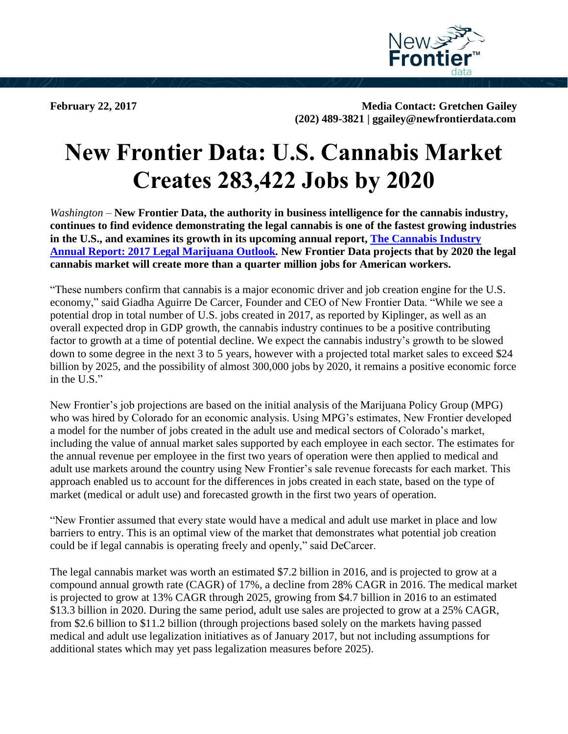**February 22, 2017** **Media Contact: Gretchen Gailey**
**(202) 489-3821 | ggailey@newfrontierdata.com**

# New Frontier Data: U.S. Cannabis Market Creates 283,422 Jobs by 2020

*Washington* – **New Frontier Data, the authority in business intelligence for the cannabis industry, continues to find evidence demonstrating the legal cannabis is one of the fastest growing industries in the U.S., and examines its growth in its upcoming annual report, [The Cannabis Industry Annual Report: 2017 Legal Marijuana Outlook](). New Frontier Data projects that by 2020 the legal cannabis market will create more than a quarter million jobs for American workers.**

"These numbers confirm that cannabis is a major economic driver and job creation engine for the U.S. economy," said Giadha Aguirre De Carcer, Founder and CEO of New Frontier Data. "While we see a potential drop in total number of U.S. jobs created in 2017, as reported by Kiplinger, as well as an overall expected drop in GDP growth, the cannabis industry continues to be a positive contributing factor to growth at a time of potential decline. We expect the cannabis industry's growth to be slowed down to some degree in the next 3 to 5 years, however with a projected total market sales to exceed $24 billion by 2025, and the possibility of almost 300,000 jobs by 2020, it remains a positive economic force in the U.S."

New Frontier's job projections are based on the initial analysis of the Marijuana Policy Group (MPG) who was hired by Colorado for an economic analysis. Using MPG's estimates, New Frontier developed a model for the number of jobs created in the adult use and medical sectors of Colorado's market, including the value of annual market sales supported by each employee in each sector. The estimates for the annual revenue per employee in the first two years of operation were then applied to medical and adult use markets around the country using New Frontier's sale revenue forecasts for each market. This approach enabled us to account for the differences in jobs created in each state, based on the type of market (medical or adult use) and forecasted growth in the first two years of operation.

"New Frontier assumed that every state would have a medical and adult use market in place and low barriers to entry. This is an optimal view of the market that demonstrates what potential job creation could be if legal cannabis is operating freely and openly," said DeCarcer.

The legal cannabis market was worth an estimated $7.2 billion in 2016, and is projected to grow at a compound annual growth rate (CAGR) of 17%, a decline from 28% CAGR in 2016. The medical market is projected to grow at 13% CAGR through 2025, growing from $4.7 billion in 2016 to an estimated $13.3 billion in 2020. During the same period, adult use sales are projected to grow at a 25% CAGR, from $2.6 billion to $11.2 billion (through projections based solely on the markets having passed medical and adult use legalization initiatives as of January 2017, but not including assumptions for additional states which may yet pass legalization measures before 2025).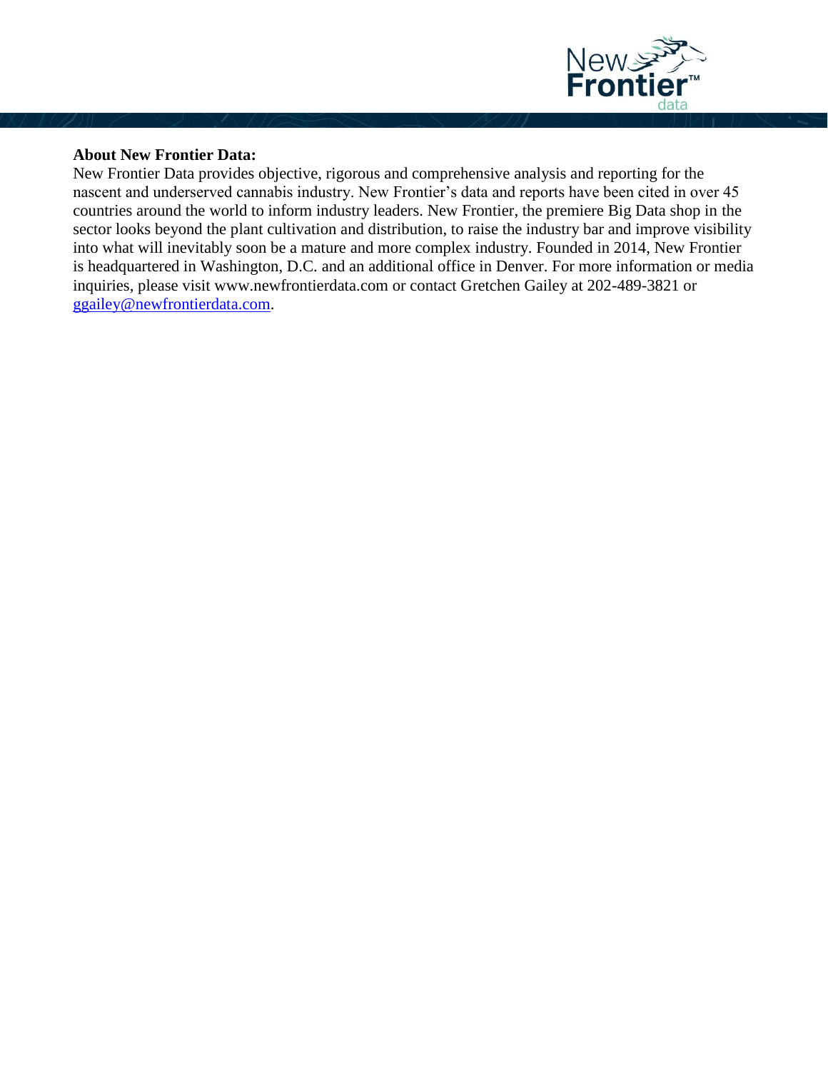**About New Frontier Data:**

New Frontier Data provides objective, rigorous and comprehensive analysis and reporting for the nascent and underserved cannabis industry. New Frontier's data and reports have been cited in over 45 countries around the world to inform industry leaders. New Frontier, the premiere Big Data shop in the sector looks beyond the plant cultivation and distribution, to raise the industry bar and improve visibility into what will inevitably soon be a mature and more complex industry. Founded in 2014, New Frontier is headquartered in Washington, D.C. and an additional office in Denver. For more information or media inquiries, please visit www.newfrontierdata.com or contact Gretchen Gailey at 202-489-3821 or ggailey@newfrontierdata.com.